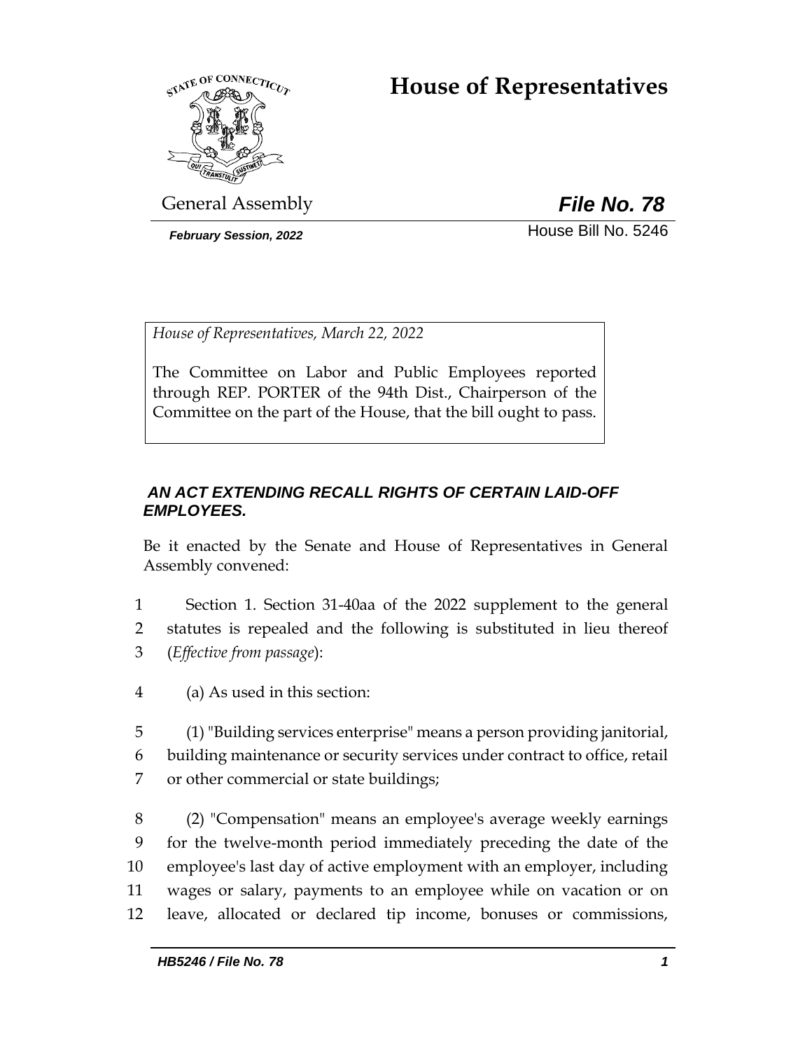# House of Representatives

General Assembly

***File No. 78***

*February Session, 2022*

House Bill No. 5246

*House of Representatives, March 22, 2022*

The Committee on Labor and Public Employees reported through REP. PORTER of the 94th Dist., Chairperson of the Committee on the part of the House, that the bill ought to pass.

***AN ACT EXTENDING RECALL RIGHTS OF CERTAIN LAID-OFF EMPLOYEES.***

Be it enacted by the Senate and House of Representatives in General Assembly convened:

1 Section 1. Section 31-40aa of the 2022 supplement to the general
2 statutes is repealed and the following is substituted in lieu thereof
3 (*Effective from passage*):

4 (a) As used in this section:

5 (1) "Building services enterprise" means a person providing janitorial,
6 building maintenance or security services under contract to office, retail
7 or other commercial or state buildings;

8 (2) "Compensation" means an employee's average weekly earnings
9 for the twelve-month period immediately preceding the date of the
10 employee's last day of active employment with an employer, including
11 wages or salary, payments to an employee while on vacation or on
12 leave, allocated or declared tip income, bonuses or commissions,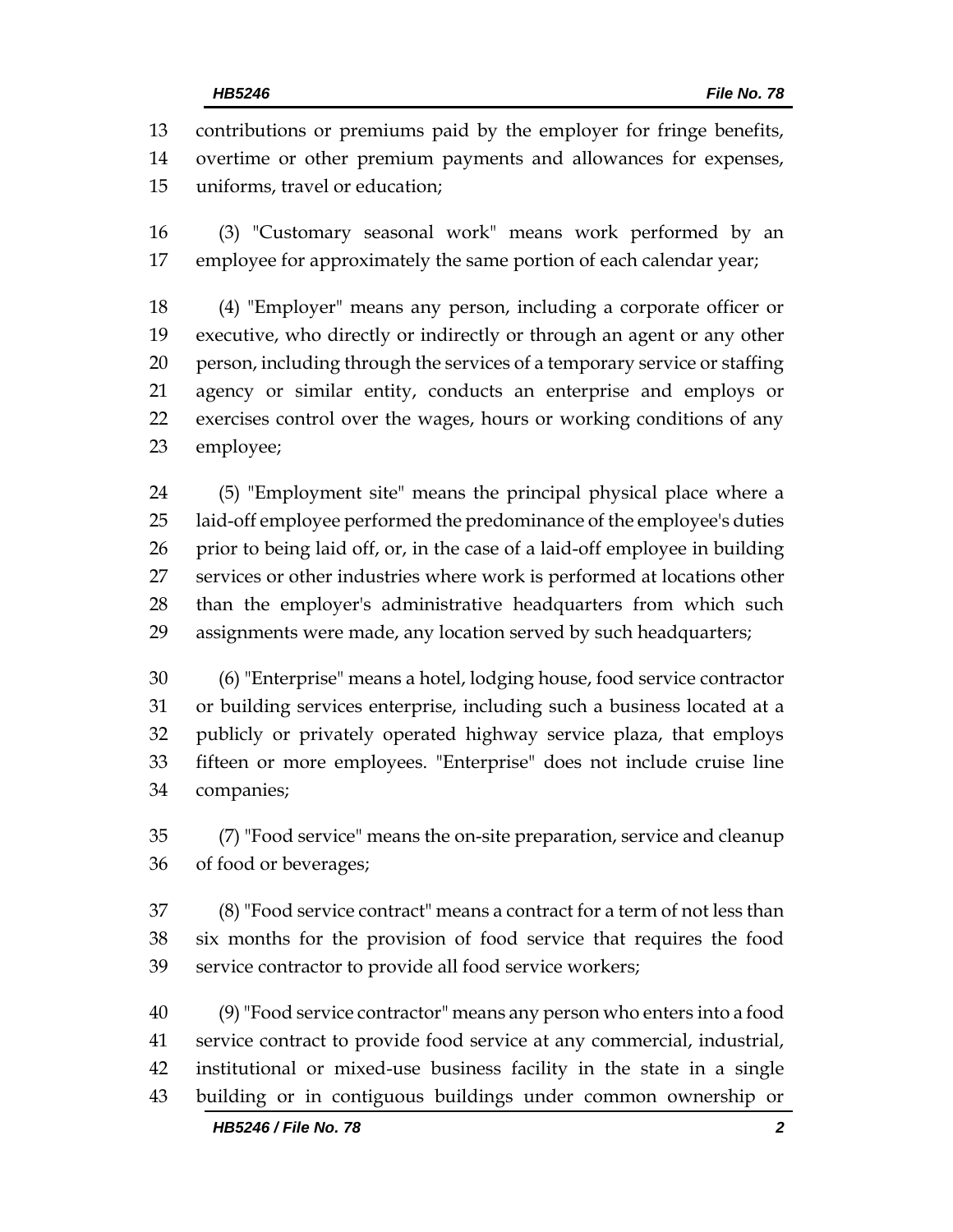contributions or premiums paid by the employer for fringe benefits, overtime or other premium payments and allowances for expenses, uniforms, travel or education;

(3) "Customary seasonal work" means work performed by an employee for approximately the same portion of each calendar year;

(4) "Employer" means any person, including a corporate officer or executive, who directly or indirectly or through an agent or any other person, including through the services of a temporary service or staffing agency or similar entity, conducts an enterprise and employs or exercises control over the wages, hours or working conditions of any employee;

(5) "Employment site" means the principal physical place where a laid-off employee performed the predominance of the employee's duties prior to being laid off, or, in the case of a laid-off employee in building services or other industries where work is performed at locations other than the employer's administrative headquarters from which such assignments were made, any location served by such headquarters;

(6) "Enterprise" means a hotel, lodging house, food service contractor or building services enterprise, including such a business located at a publicly or privately operated highway service plaza, that employs fifteen or more employees. "Enterprise" does not include cruise line companies;

(7) "Food service" means the on-site preparation, service and cleanup of food or beverages;

(8) "Food service contract" means a contract for a term of not less than six months for the provision of food service that requires the food service contractor to provide all food service workers;

(9) "Food service contractor" means any person who enters into a food service contract to provide food service at any commercial, industrial, institutional or mixed-use business facility in the state in a single building or in contiguous buildings under common ownership or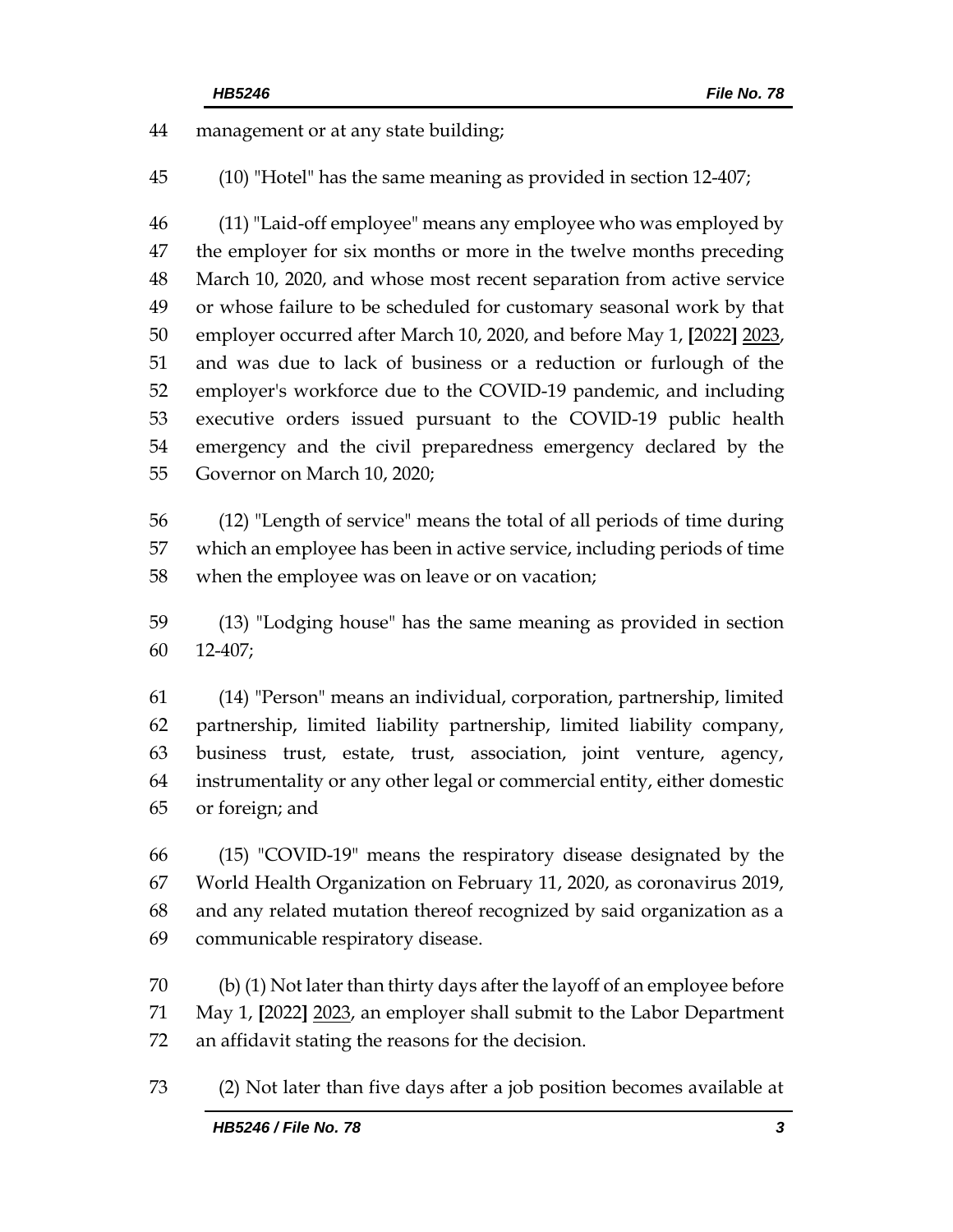44 management or at any state building;

45 (10) "Hotel" has the same meaning as provided in section 12-407;

46 (11) "Laid-off employee" means any employee who was employed by
47 the employer for six months or more in the twelve months preceding
48 March 10, 2020, and whose most recent separation from active service
49 or whose failure to be scheduled for customary seasonal work by that
50 employer occurred after March 10, 2020, and before May 1, **[**2022**]** <u>2023</u>,
51 and was due to lack of business or a reduction or furlough of the
52 employer's workforce due to the COVID-19 pandemic, and including
53 executive orders issued pursuant to the COVID-19 public health
54 emergency and the civil preparedness emergency declared by the
55 Governor on March 10, 2020;

56 (12) "Length of service" means the total of all periods of time during
57 which an employee has been in active service, including periods of time
58 when the employee was on leave or on vacation;

59 (13) "Lodging house" has the same meaning as provided in section
60 12-407;

61 (14) "Person" means an individual, corporation, partnership, limited
62 partnership, limited liability partnership, limited liability company,
63 business trust, estate, trust, association, joint venture, agency,
64 instrumentality or any other legal or commercial entity, either domestic
65 or foreign; and

66 (15) "COVID-19" means the respiratory disease designated by the
67 World Health Organization on February 11, 2020, as coronavirus 2019,
68 and any related mutation thereof recognized by said organization as a
69 communicable respiratory disease.

70 (b) (1) Not later than thirty days after the layoff of an employee before
71 May 1, **[**2022**]** <u>2023</u>, an employer shall submit to the Labor Department
72 an affidavit stating the reasons for the decision.

73 (2) Not later than five days after a job position becomes available at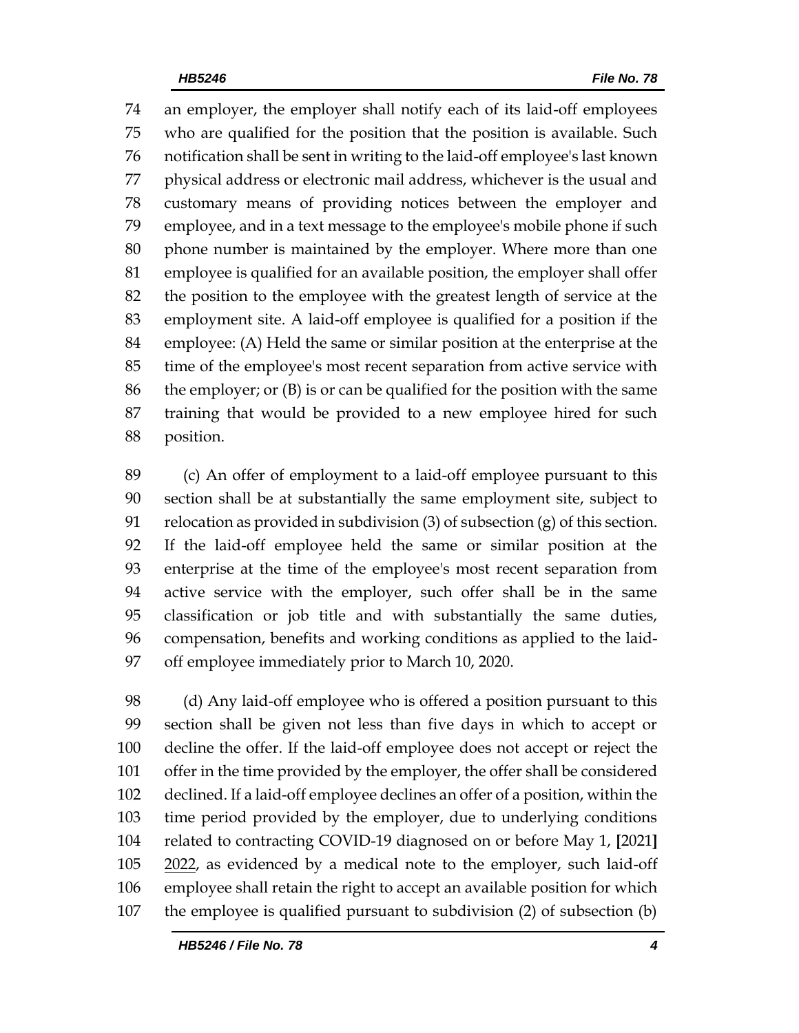an employer, the employer shall notify each of its laid-off employees who are qualified for the position that the position is available. Such notification shall be sent in writing to the laid-off employee's last known physical address or electronic mail address, whichever is the usual and customary means of providing notices between the employer and employee, and in a text message to the employee's mobile phone if such phone number is maintained by the employer. Where more than one employee is qualified for an available position, the employer shall offer the position to the employee with the greatest length of service at the employment site. A laid-off employee is qualified for a position if the employee: (A) Held the same or similar position at the enterprise at the time of the employee's most recent separation from active service with the employer; or (B) is or can be qualified for the position with the same training that would be provided to a new employee hired for such position.

(c) An offer of employment to a laid-off employee pursuant to this section shall be at substantially the same employment site, subject to relocation as provided in subdivision (3) of subsection (g) of this section. If the laid-off employee held the same or similar position at the enterprise at the time of the employee's most recent separation from active service with the employer, such offer shall be in the same classification or job title and with substantially the same duties, compensation, benefits and working conditions as applied to the laid-off employee immediately prior to March 10, 2020.

(d) Any laid-off employee who is offered a position pursuant to this section shall be given not less than five days in which to accept or decline the offer. If the laid-off employee does not accept or reject the offer in the time provided by the employer, the offer shall be considered declined. If a laid-off employee declines an offer of a position, within the time period provided by the employer, due to underlying conditions related to contracting COVID-19 diagnosed on or before May 1, **[**2021**]** <u>2022</u>, as evidenced by a medical note to the employer, such laid-off employee shall retain the right to accept an available position for which the employee is qualified pursuant to subdivision (2) of subsection (b)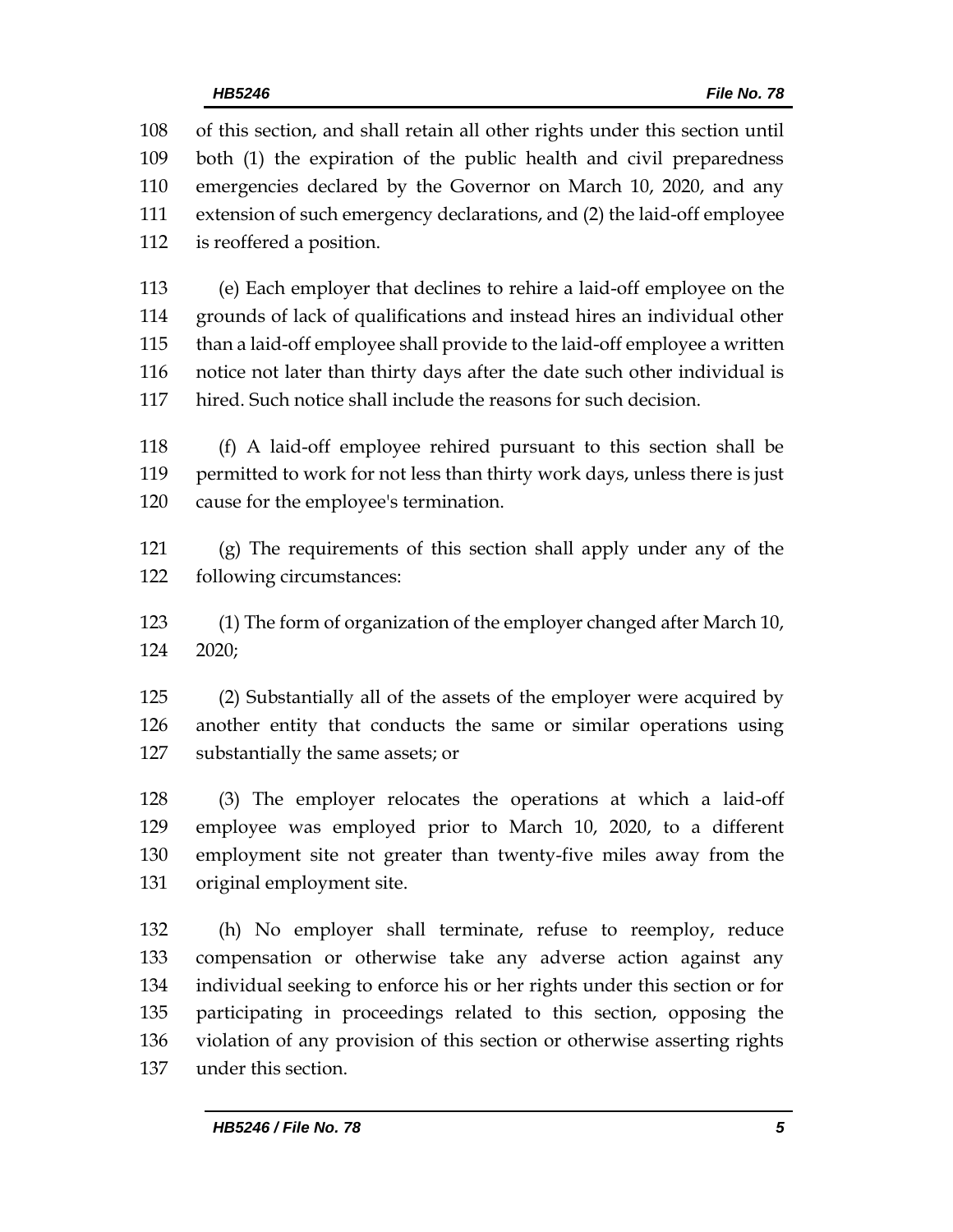of this section, and shall retain all other rights under this section until both (1) the expiration of the public health and civil preparedness emergencies declared by the Governor on March 10, 2020, and any extension of such emergency declarations, and (2) the laid-off employee is reoffered a position.

(e) Each employer that declines to rehire a laid-off employee on the grounds of lack of qualifications and instead hires an individual other than a laid-off employee shall provide to the laid-off employee a written notice not later than thirty days after the date such other individual is hired. Such notice shall include the reasons for such decision.

(f) A laid-off employee rehired pursuant to this section shall be permitted to work for not less than thirty work days, unless there is just cause for the employee's termination.

(g) The requirements of this section shall apply under any of the following circumstances:

(1) The form of organization of the employer changed after March 10, 2020;

(2) Substantially all of the assets of the employer were acquired by another entity that conducts the same or similar operations using substantially the same assets; or

(3) The employer relocates the operations at which a laid-off employee was employed prior to March 10, 2020, to a different employment site not greater than twenty-five miles away from the original employment site.

(h) No employer shall terminate, refuse to reemploy, reduce compensation or otherwise take any adverse action against any individual seeking to enforce his or her rights under this section or for participating in proceedings related to this section, opposing the violation of any provision of this section or otherwise asserting rights under this section.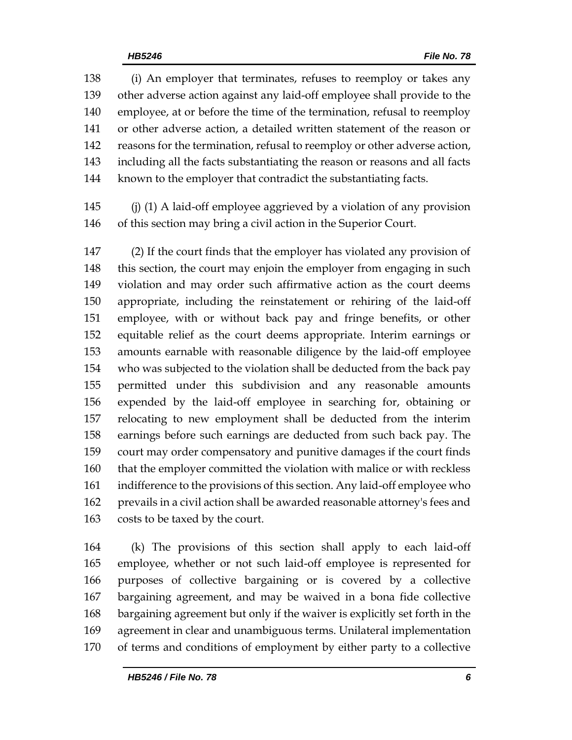(i) An employer that terminates, refuses to reemploy or takes any other adverse action against any laid-off employee shall provide to the employee, at or before the time of the termination, refusal to reemploy or other adverse action, a detailed written statement of the reason or reasons for the termination, refusal to reemploy or other adverse action, including all the facts substantiating the reason or reasons and all facts known to the employer that contradict the substantiating facts.

(j) (1) A laid-off employee aggrieved by a violation of any provision of this section may bring a civil action in the Superior Court.

(2) If the court finds that the employer has violated any provision of this section, the court may enjoin the employer from engaging in such violation and may order such affirmative action as the court deems appropriate, including the reinstatement or rehiring of the laid-off employee, with or without back pay and fringe benefits, or other equitable relief as the court deems appropriate. Interim earnings or amounts earnable with reasonable diligence by the laid-off employee who was subjected to the violation shall be deducted from the back pay permitted under this subdivision and any reasonable amounts expended by the laid-off employee in searching for, obtaining or relocating to new employment shall be deducted from the interim earnings before such earnings are deducted from such back pay. The court may order compensatory and punitive damages if the court finds that the employer committed the violation with malice or with reckless indifference to the provisions of this section. Any laid-off employee who prevails in a civil action shall be awarded reasonable attorney's fees and costs to be taxed by the court.

(k) The provisions of this section shall apply to each laid-off employee, whether or not such laid-off employee is represented for purposes of collective bargaining or is covered by a collective bargaining agreement, and may be waived in a bona fide collective bargaining agreement but only if the waiver is explicitly set forth in the agreement in clear and unambiguous terms. Unilateral implementation of terms and conditions of employment by either party to a collective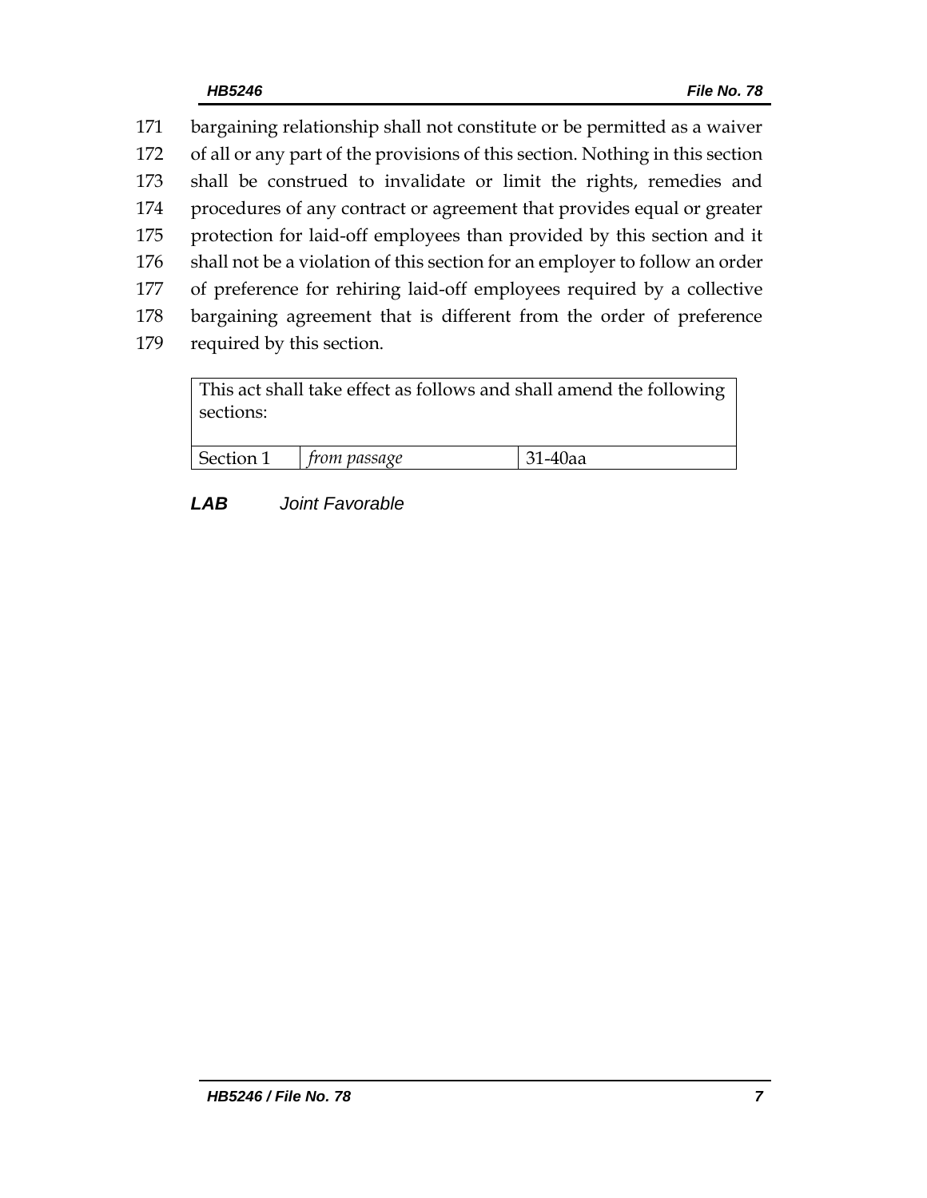171 bargaining relationship shall not constitute or be permitted as a waiver
172 of all or any part of the provisions of this section. Nothing in this section
173 shall be construed to invalidate or limit the rights, remedies and
174 procedures of any contract or agreement that provides equal or greater
175 protection for laid-off employees than provided by this section and it
176 shall not be a violation of this section for an employer to follow an order
177 of preference for rehiring laid-off employees required by a collective
178 bargaining agreement that is different from the order of preference
179 required by this section.

| This act shall take effect as follows and shall amend the following sections: | | |
|---|---|---|
| Section 1 | *from passage* | 31-40aa |

***LAB*** *Joint Favorable*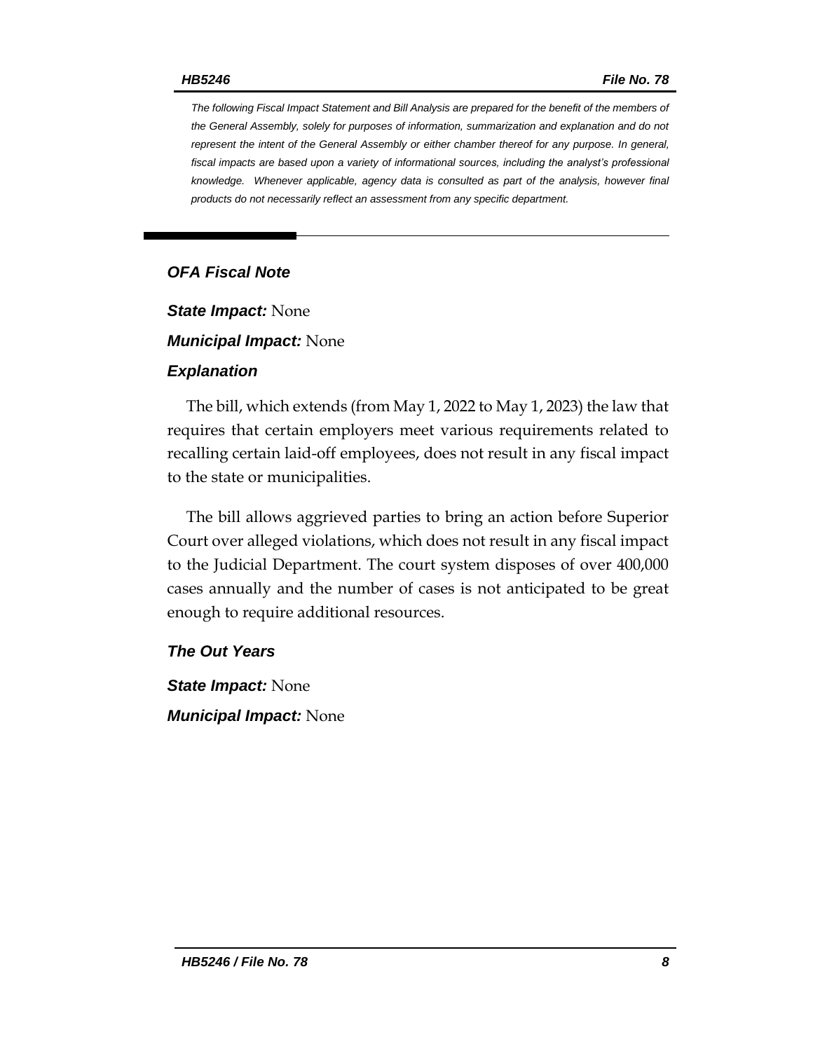*The following Fiscal Impact Statement and Bill Analysis are prepared for the benefit of the members of the General Assembly, solely for purposes of information, summarization and explanation and do not represent the intent of the General Assembly or either chamber thereof for any purpose. In general, fiscal impacts are based upon a variety of informational sources, including the analyst's professional knowledge. Whenever applicable, agency data is consulted as part of the analysis, however final products do not necessarily reflect an assessment from any specific department.*

---

## OFA Fiscal Note

***State Impact:*** None

***Municipal Impact:*** None

### Explanation

The bill, which extends (from May 1, 2022 to May 1, 2023) the law that requires that certain employers meet various requirements related to recalling certain laid-off employees, does not result in any fiscal impact to the state or municipalities.

The bill allows aggrieved parties to bring an action before Superior Court over alleged violations, which does not result in any fiscal impact to the Judicial Department. The court system disposes of over 400,000 cases annually and the number of cases is not anticipated to be great enough to require additional resources.

### The Out Years

***State Impact:*** None

***Municipal Impact:*** None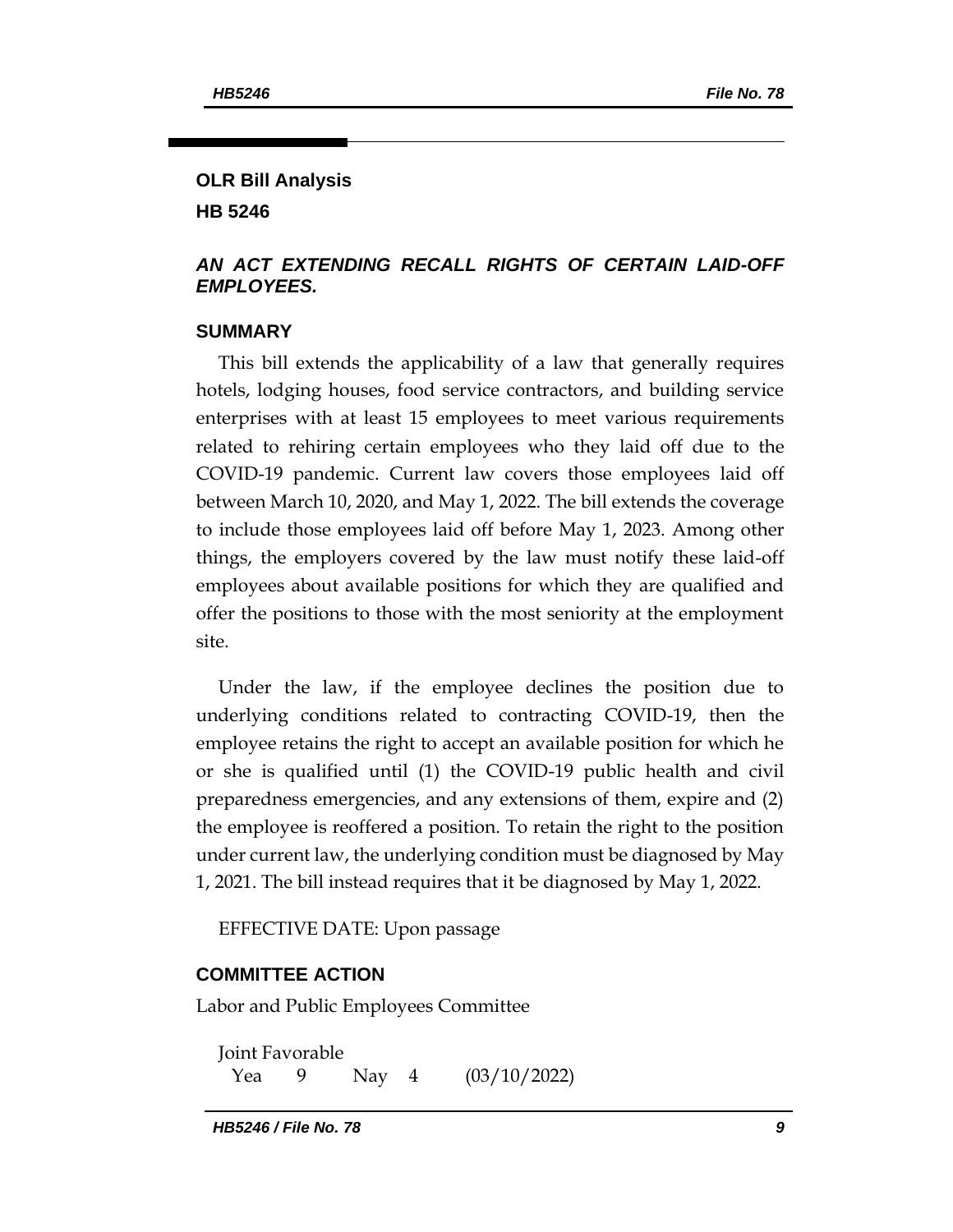## OLR Bill Analysis

## HB 5246

### *AN ACT EXTENDING RECALL RIGHTS OF CERTAIN LAID-OFF EMPLOYEES.*

### SUMMARY

This bill extends the applicability of a law that generally requires hotels, lodging houses, food service contractors, and building service enterprises with at least 15 employees to meet various requirements related to rehiring certain employees who they laid off due to the COVID-19 pandemic. Current law covers those employees laid off between March 10, 2020, and May 1, 2022. The bill extends the coverage to include those employees laid off before May 1, 2023. Among other things, the employers covered by the law must notify these laid-off employees about available positions for which they are qualified and offer the positions to those with the most seniority at the employment site.

Under the law, if the employee declines the position due to underlying conditions related to contracting COVID-19, then the employee retains the right to accept an available position for which he or she is qualified until (1) the COVID-19 public health and civil preparedness emergencies, and any extensions of them, expire and (2) the employee is reoffered a position. To retain the right to the position under current law, the underlying condition must be diagnosed by May 1, 2021. The bill instead requires that it be diagnosed by May 1, 2022.

EFFECTIVE DATE: Upon passage

### COMMITTEE ACTION

Labor and Public Employees Committee

Joint Favorable

| | | | | |
|---|---|---|---|---|
| Yea | 9 | Nay | 4 | (03/10/2022) |